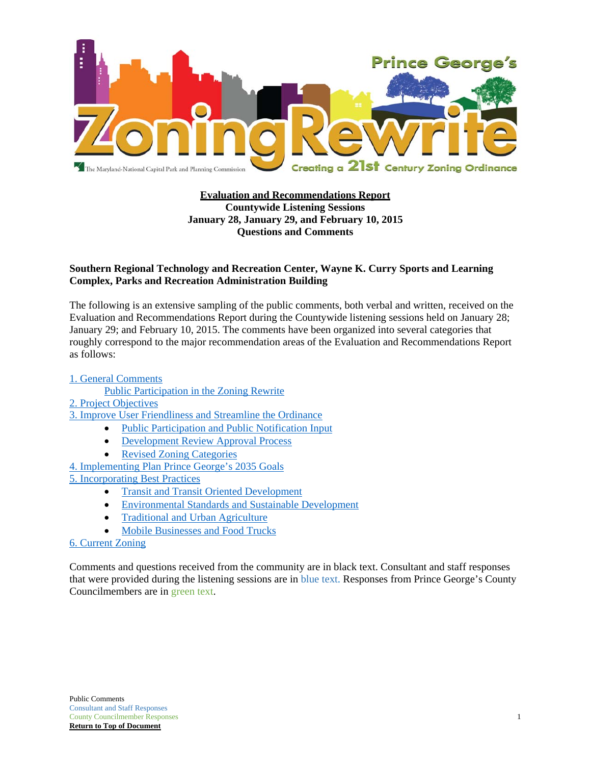**Evaluation and Recommendations Report**
**Countywide Listening Sessions**
**January 28, January 29, and February 10, 2015**
**Questions and Comments**

**Southern Regional Technology and Recreation Center, Wayne K. Curry Sports and Learning Complex, Parks and Recreation Administration Building**

The following is an extensive sampling of the public comments, both verbal and written, received on the Evaluation and Recommendations Report during the Countywide listening sessions held on January 28; January 29; and February 10, 2015. The comments have been organized into several categories that roughly correspond to the major recommendation areas of the Evaluation and Recommendations Report as follows:

1. General Comments
   - Public Participation in the Zoning Rewrite
2. Project Objectives
3. Improve User Friendliness and Streamline the Ordinance
   - Public Participation and Public Notification Input
   - Development Review Approval Process
   - Revised Zoning Categories
4. Implementing Plan Prince George's 2035 Goals
5. Incorporating Best Practices
   - Transit and Transit Oriented Development
   - Environmental Standards and Sustainable Development
   - Traditional and Urban Agriculture
   - Mobile Businesses and Food Trucks
6. Current Zoning

Comments and questions received from the community are in black text. Consultant and staff responses that were provided during the listening sessions are in blue text. Responses from Prince George's County Councilmembers are in green text.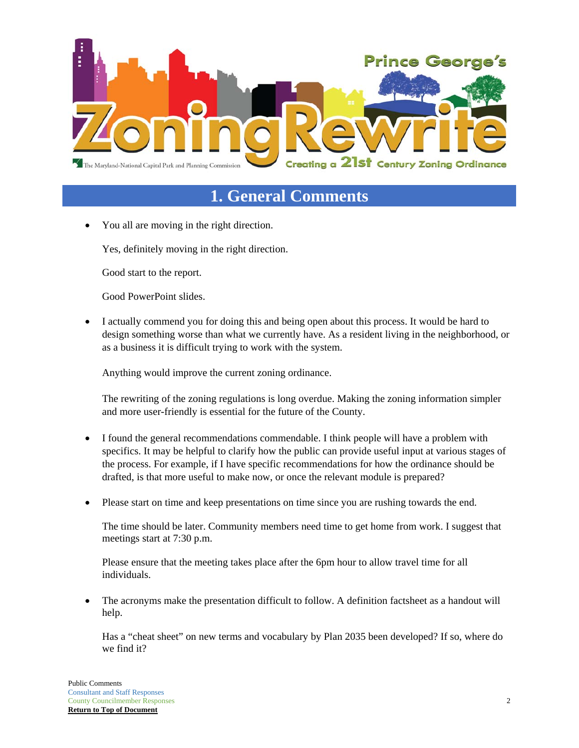# 1. General Comments

- You all are moving in the right direction.

  Yes, definitely moving in the right direction.

  Good start to the report.

  Good PowerPoint slides.

- I actually commend you for doing this and being open about this process. It would be hard to design something worse than what we currently have. As a resident living in the neighborhood, or as a business it is difficult trying to work with the system.

  Anything would improve the current zoning ordinance.

  The rewriting of the zoning regulations is long overdue. Making the zoning information simpler and more user-friendly is essential for the future of the County.

- I found the general recommendations commendable. I think people will have a problem with specifics. It may be helpful to clarify how the public can provide useful input at various stages of the process. For example, if I have specific recommendations for how the ordinance should be drafted, is that more useful to make now, or once the relevant module is prepared?

- Please start on time and keep presentations on time since you are rushing towards the end.

  The time should be later. Community members need time to get home from work. I suggest that meetings start at 7:30 p.m.

  Please ensure that the meeting takes place after the 6pm hour to allow travel time for all individuals.

- The acronyms make the presentation difficult to follow. A definition factsheet as a handout will help.

  Has a "cheat sheet" on new terms and vocabulary by Plan 2035 been developed? If so, where do we find it?

Public Comments
Consultant and Staff Responses
County Councilmember Responses
**Return to Top of Document**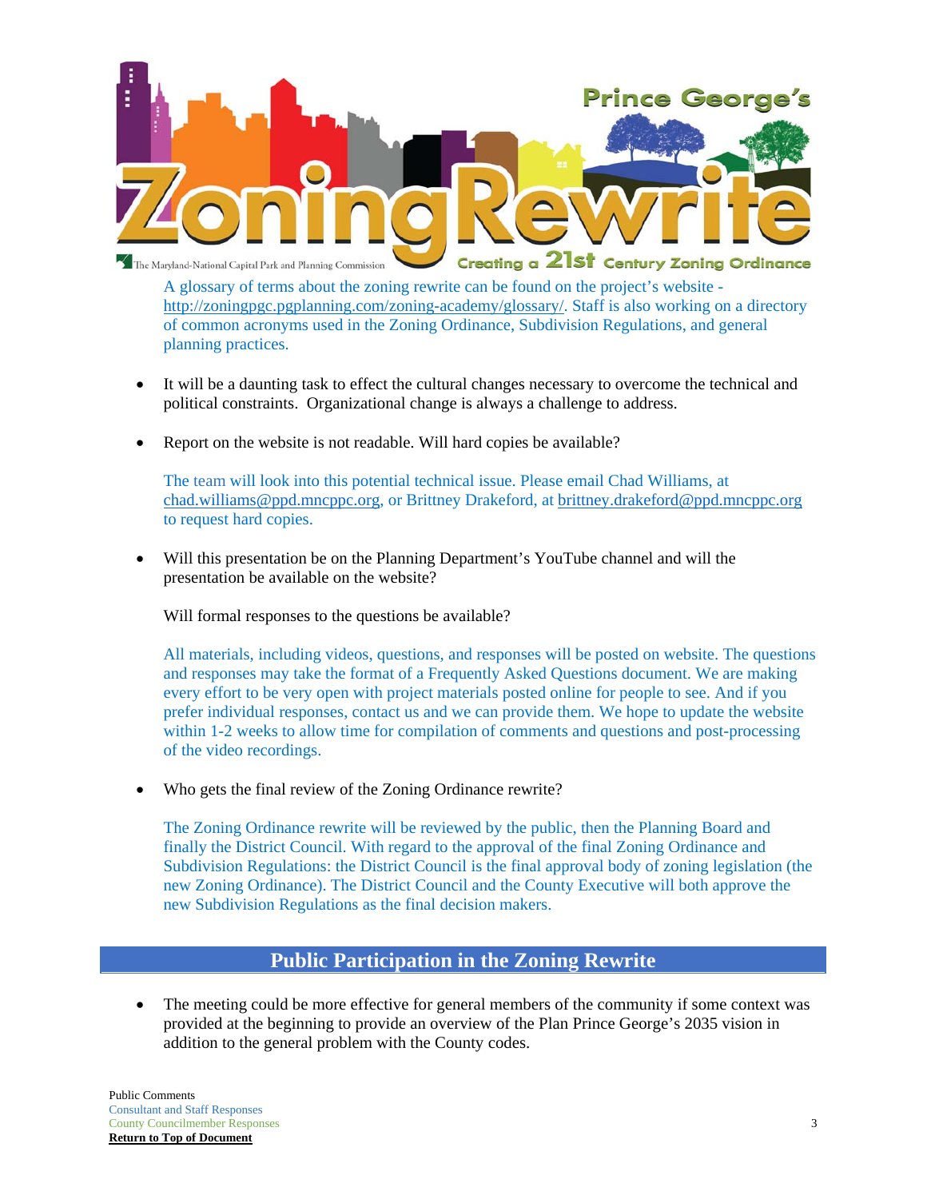A glossary of terms about the zoning rewrite can be found on the project's website - http://zoningpgc.pgplanning.com/zoning-academy/glossary/. Staff is also working on a directory of common acronyms used in the Zoning Ordinance, Subdivision Regulations, and general planning practices.

- It will be a daunting task to effect the cultural changes necessary to overcome the technical and political constraints. Organizational change is always a challenge to address.

- Report on the website is not readable. Will hard copies be available?

  The team will look into this potential technical issue. Please email Chad Williams, at chad.williams@ppd.mncppc.org, or Brittney Drakeford, at brittney.drakeford@ppd.mncppc.org to request hard copies.

- Will this presentation be on the Planning Department's YouTube channel and will the presentation be available on the website?

  Will formal responses to the questions be available?

  All materials, including videos, questions, and responses will be posted on website. The questions and responses may take the format of a Frequently Asked Questions document. We are making every effort to be very open with project materials posted online for people to see. And if you prefer individual responses, contact us and we can provide them. We hope to update the website within 1-2 weeks to allow time for compilation of comments and questions and post-processing of the video recordings.

- Who gets the final review of the Zoning Ordinance rewrite?

  The Zoning Ordinance rewrite will be reviewed by the public, then the Planning Board and finally the District Council. With regard to the approval of the final Zoning Ordinance and Subdivision Regulations: the District Council is the final approval body of zoning legislation (the new Zoning Ordinance). The District Council and the County Executive will both approve the new Subdivision Regulations as the final decision makers.

## Public Participation in the Zoning Rewrite

- The meeting could be more effective for general members of the community if some context was provided at the beginning to provide an overview of the Plan Prince George's 2035 vision in addition to the general problem with the County codes.

Public Comments
Consultant and Staff Responses
County Councilmember Responses
**Return to Top of Document**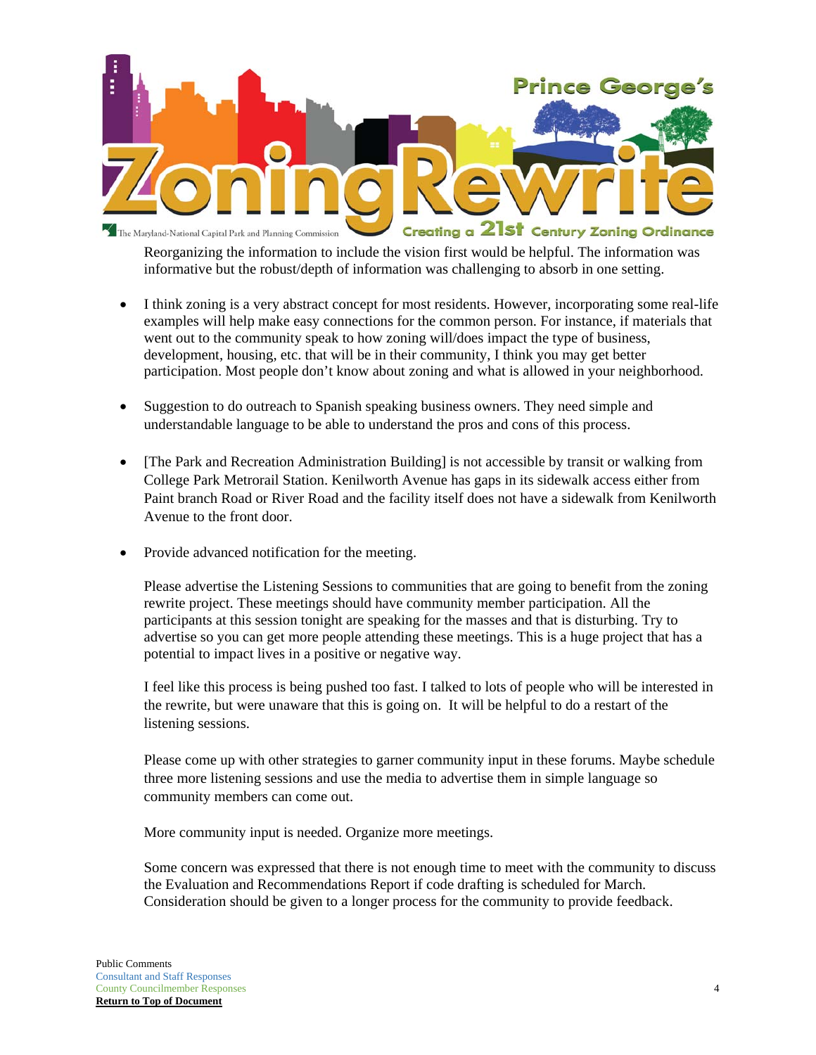Reorganizing the information to include the vision first would be helpful. The information was informative but the robust/depth of information was challenging to absorb in one setting.

- I think zoning is a very abstract concept for most residents. However, incorporating some real-life examples will help make easy connections for the common person. For instance, if materials that went out to the community speak to how zoning will/does impact the type of business, development, housing, etc. that will be in their community, I think you may get better participation. Most people don't know about zoning and what is allowed in your neighborhood.

- Suggestion to do outreach to Spanish speaking business owners. They need simple and understandable language to be able to understand the pros and cons of this process.

- [The Park and Recreation Administration Building] is not accessible by transit or walking from College Park Metrorail Station. Kenilworth Avenue has gaps in its sidewalk access either from Paint branch Road or River Road and the facility itself does not have a sidewalk from Kenilworth Avenue to the front door.

- Provide advanced notification for the meeting.

  Please advertise the Listening Sessions to communities that are going to benefit from the zoning rewrite project. These meetings should have community member participation. All the participants at this session tonight are speaking for the masses and that is disturbing. Try to advertise so you can get more people attending these meetings. This is a huge project that has a potential to impact lives in a positive or negative way.

  I feel like this process is being pushed too fast. I talked to lots of people who will be interested in the rewrite, but were unaware that this is going on. It will be helpful to do a restart of the listening sessions.

  Please come up with other strategies to garner community input in these forums. Maybe schedule three more listening sessions and use the media to advertise them in simple language so community members can come out.

  More community input is needed. Organize more meetings.

  Some concern was expressed that there is not enough time to meet with the community to discuss the Evaluation and Recommendations Report if code drafting is scheduled for March. Consideration should be given to a longer process for the community to provide feedback.

Public Comments
Consultant and Staff Responses
County Councilmember Responses
**Return to Top of Document**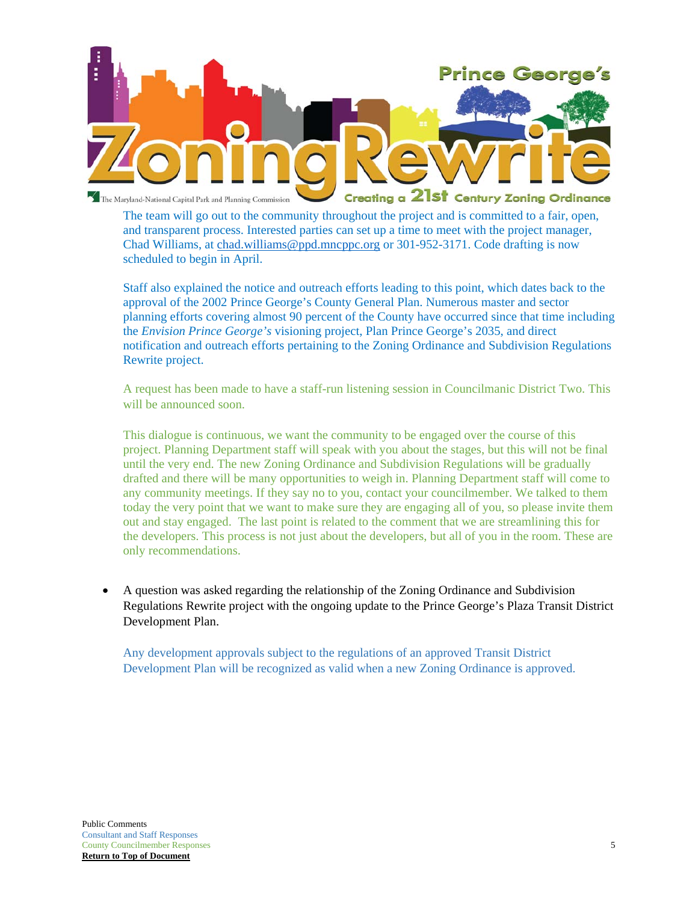The team will go out to the community throughout the project and is committed to a fair, open, and transparent process. Interested parties can set up a time to meet with the project manager, Chad Williams, at chad.williams@ppd.mncppc.org or 301-952-3171. Code drafting is now scheduled to begin in April.

Staff also explained the notice and outreach efforts leading to this point, which dates back to the approval of the 2002 Prince George's County General Plan. Numerous master and sector planning efforts covering almost 90 percent of the County have occurred since that time including the *Envision Prince George's* visioning project, Plan Prince George's 2035, and direct notification and outreach efforts pertaining to the Zoning Ordinance and Subdivision Regulations Rewrite project.

A request has been made to have a staff-run listening session in Councilmanic District Two. This will be announced soon.

This dialogue is continuous, we want the community to be engaged over the course of this project. Planning Department staff will speak with you about the stages, but this will not be final until the very end. The new Zoning Ordinance and Subdivision Regulations will be gradually drafted and there will be many opportunities to weigh in. Planning Department staff will come to any community meetings. If they say no to you, contact your councilmember. We talked to them today the very point that we want to make sure they are engaging all of you, so please invite them out and stay engaged. The last point is related to the comment that we are streamlining this for the developers. This process is not just about the developers, but all of you in the room. These are only recommendations.

- A question was asked regarding the relationship of the Zoning Ordinance and Subdivision Regulations Rewrite project with the ongoing update to the Prince George's Plaza Transit District Development Plan.

  Any development approvals subject to the regulations of an approved Transit District Development Plan will be recognized as valid when a new Zoning Ordinance is approved.

Public Comments
Consultant and Staff Responses
County Councilmember Responses
**Return to Top of Document**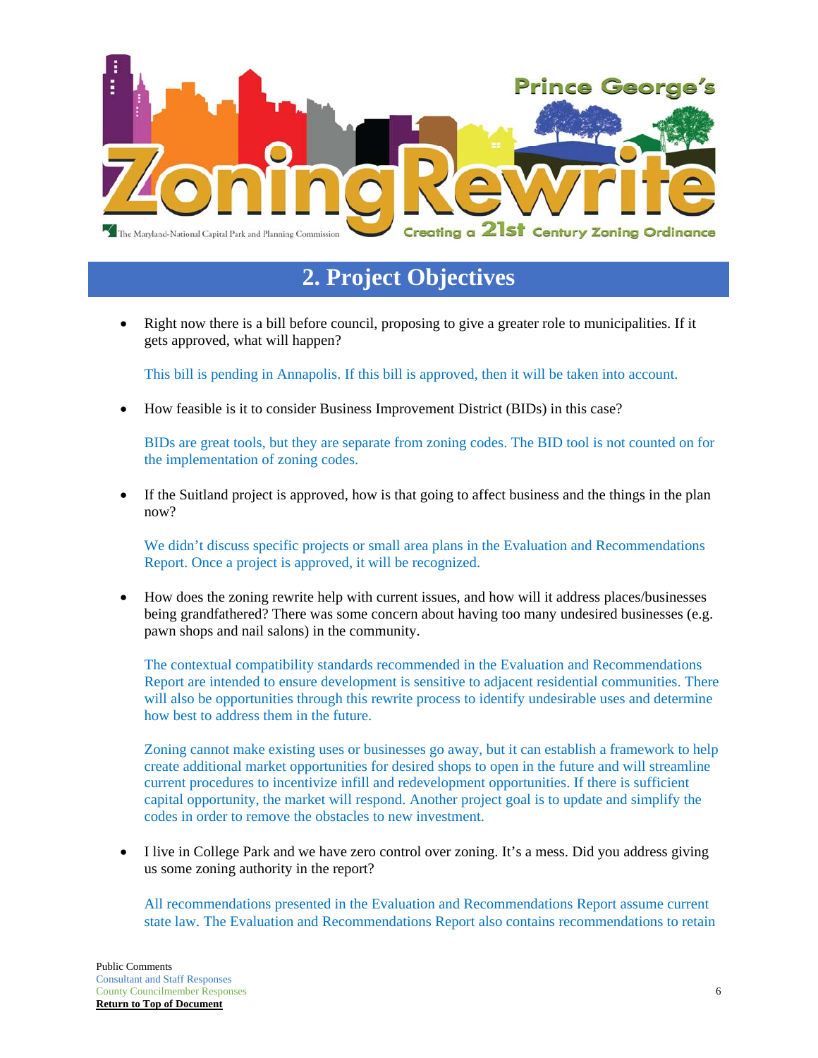## 2. Project Objectives

- Right now there is a bill before council, proposing to give a greater role to municipalities. If it gets approved, what will happen?

  This bill is pending in Annapolis. If this bill is approved, then it will be taken into account.

- How feasible is it to consider Business Improvement District (BIDs) in this case?

  BIDs are great tools, but they are separate from zoning codes. The BID tool is not counted on for the implementation of zoning codes.

- If the Suitland project is approved, how is that going to affect business and the things in the plan now?

  We didn't discuss specific projects or small area plans in the Evaluation and Recommendations Report. Once a project is approved, it will be recognized.

- How does the zoning rewrite help with current issues, and how will it address places/businesses being grandfathered? There was some concern about having too many undesired businesses (e.g. pawn shops and nail salons) in the community.

  The contextual compatibility standards recommended in the Evaluation and Recommendations Report are intended to ensure development is sensitive to adjacent residential communities. There will also be opportunities through this rewrite process to identify undesirable uses and determine how best to address them in the future.

  Zoning cannot make existing uses or businesses go away, but it can establish a framework to help create additional market opportunities for desired shops to open in the future and will streamline current procedures to incentivize infill and redevelopment opportunities. If there is sufficient capital opportunity, the market will respond. Another project goal is to update and simplify the codes in order to remove the obstacles to new investment.

- I live in College Park and we have zero control over zoning. It's a mess. Did you address giving us some zoning authority in the report?

  All recommendations presented in the Evaluation and Recommendations Report assume current state law. The Evaluation and Recommendations Report also contains recommendations to retain

Public Comments
Consultant and Staff Responses
County Councilmember Responses
**Return to Top of Document**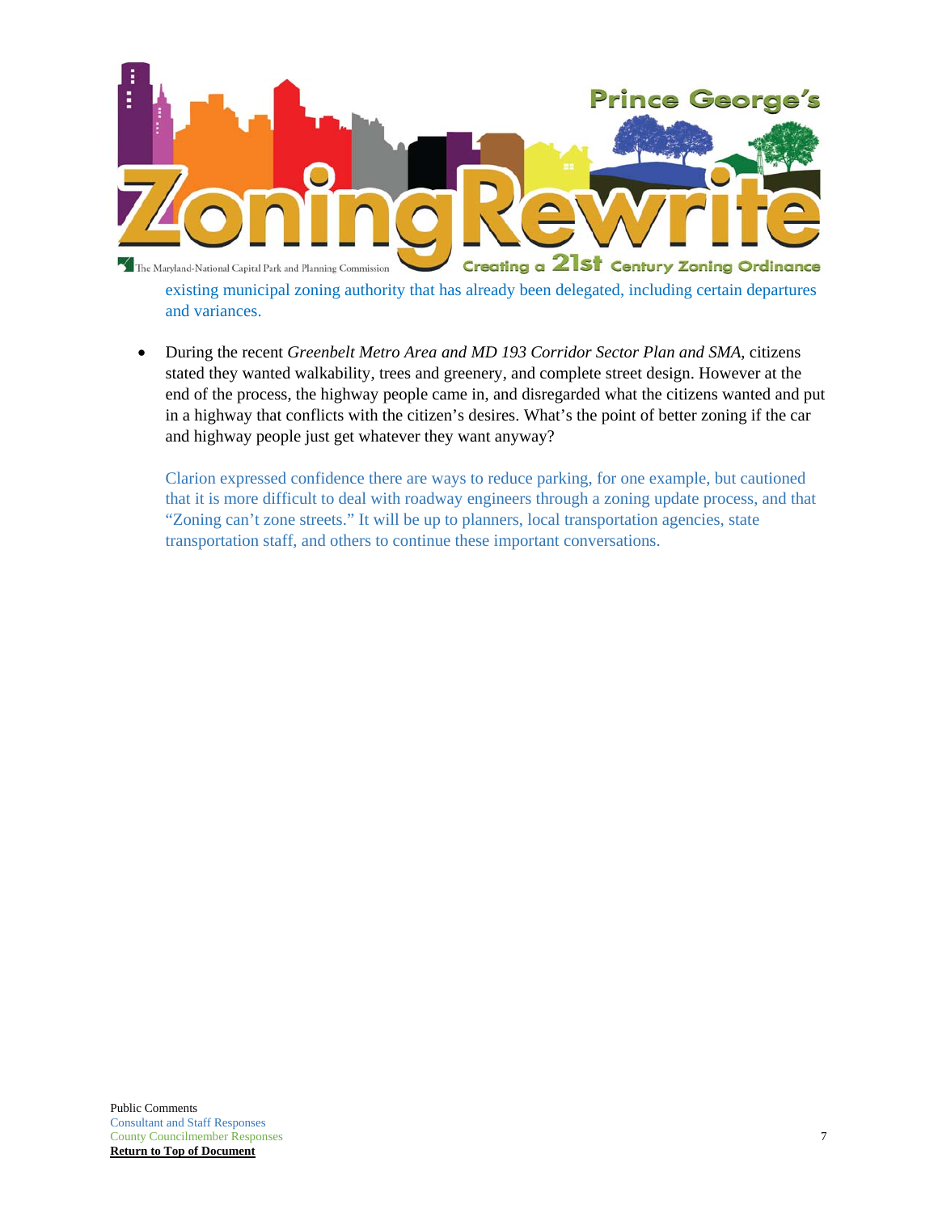existing municipal zoning authority that has already been delegated, including certain departures and variances.

- During the recent *Greenbelt Metro Area and MD 193 Corridor Sector Plan and SMA*, citizens stated they wanted walkability, trees and greenery, and complete street design. However at the end of the process, the highway people came in, and disregarded what the citizens wanted and put in a highway that conflicts with the citizen's desires. What's the point of better zoning if the car and highway people just get whatever they want anyway?

  Clarion expressed confidence there are ways to reduce parking, for one example, but cautioned that it is more difficult to deal with roadway engineers through a zoning update process, and that "Zoning can't zone streets." It will be up to planners, local transportation agencies, state transportation staff, and others to continue these important conversations.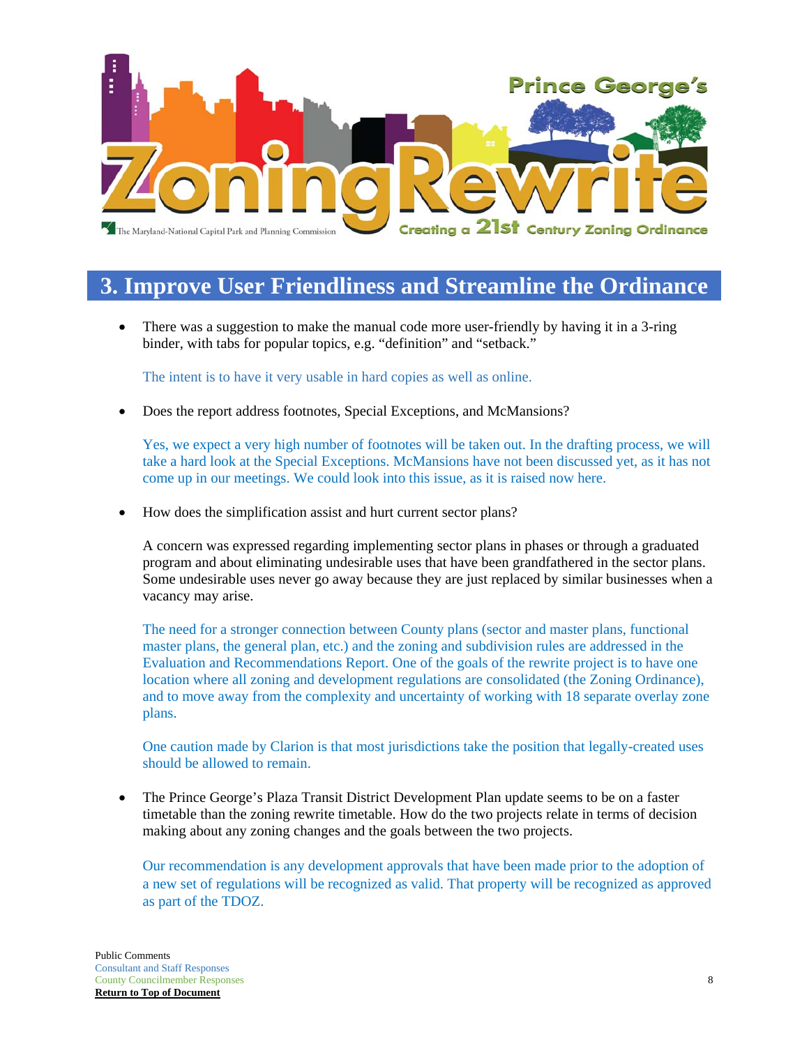## 3. Improve User Friendliness and Streamline the Ordinance

- There was a suggestion to make the manual code more user-friendly by having it in a 3-ring binder, with tabs for popular topics, e.g. "definition" and "setback."

  The intent is to have it very usable in hard copies as well as online.

- Does the report address footnotes, Special Exceptions, and McMansions?

  Yes, we expect a very high number of footnotes will be taken out. In the drafting process, we will take a hard look at the Special Exceptions. McMansions have not been discussed yet, as it has not come up in our meetings. We could look into this issue, as it is raised now here.

- How does the simplification assist and hurt current sector plans?

  A concern was expressed regarding implementing sector plans in phases or through a graduated program and about eliminating undesirable uses that have been grandfathered in the sector plans. Some undesirable uses never go away because they are just replaced by similar businesses when a vacancy may arise.

  The need for a stronger connection between County plans (sector and master plans, functional master plans, the general plan, etc.) and the zoning and subdivision rules are addressed in the Evaluation and Recommendations Report. One of the goals of the rewrite project is to have one location where all zoning and development regulations are consolidated (the Zoning Ordinance), and to move away from the complexity and uncertainty of working with 18 separate overlay zone plans.

  One caution made by Clarion is that most jurisdictions take the position that legally-created uses should be allowed to remain.

- The Prince George's Plaza Transit District Development Plan update seems to be on a faster timetable than the zoning rewrite timetable. How do the two projects relate in terms of decision making about any zoning changes and the goals between the two projects.

  Our recommendation is any development approvals that have been made prior to the adoption of a new set of regulations will be recognized as valid. That property will be recognized as approved as part of the TDOZ.

Public Comments
Consultant and Staff Responses
County Councilmember Responses
**Return to Top of Document**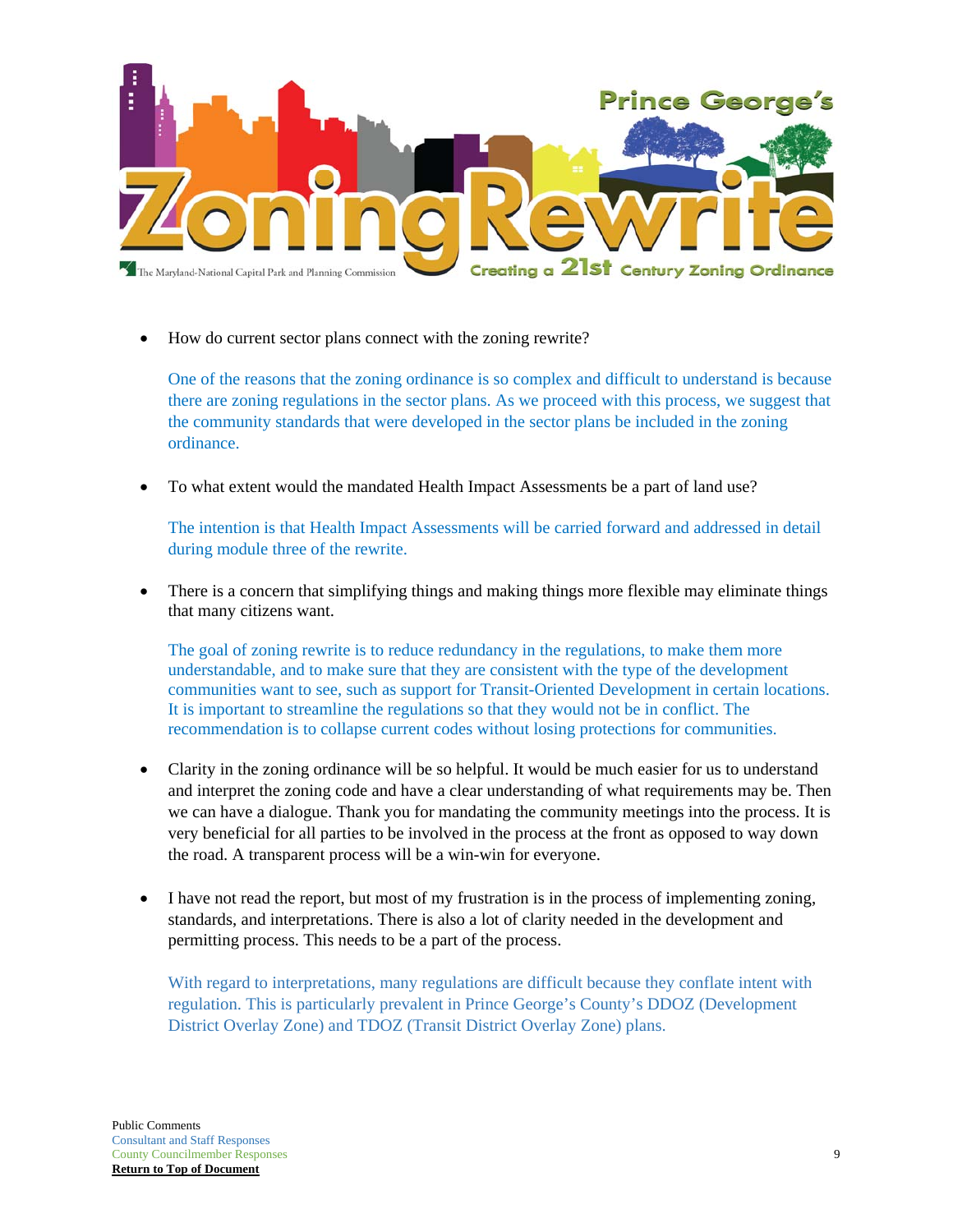- How do current sector plans connect with the zoning rewrite?

  One of the reasons that the zoning ordinance is so complex and difficult to understand is because there are zoning regulations in the sector plans. As we proceed with this process, we suggest that the community standards that were developed in the sector plans be included in the zoning ordinance.

- To what extent would the mandated Health Impact Assessments be a part of land use?

  The intention is that Health Impact Assessments will be carried forward and addressed in detail during module three of the rewrite.

- There is a concern that simplifying things and making things more flexible may eliminate things that many citizens want.

  The goal of zoning rewrite is to reduce redundancy in the regulations, to make them more understandable, and to make sure that they are consistent with the type of the development communities want to see, such as support for Transit-Oriented Development in certain locations. It is important to streamline the regulations so that they would not be in conflict. The recommendation is to collapse current codes without losing protections for communities.

- Clarity in the zoning ordinance will be so helpful. It would be much easier for us to understand and interpret the zoning code and have a clear understanding of what requirements may be. Then we can have a dialogue. Thank you for mandating the community meetings into the process. It is very beneficial for all parties to be involved in the process at the front as opposed to way down the road. A transparent process will be a win-win for everyone.

- I have not read the report, but most of my frustration is in the process of implementing zoning, standards, and interpretations. There is also a lot of clarity needed in the development and permitting process. This needs to be a part of the process.

  With regard to interpretations, many regulations are difficult because they conflate intent with regulation. This is particularly prevalent in Prince George's County's DDOZ (Development District Overlay Zone) and TDOZ (Transit District Overlay Zone) plans.

Public Comments
Consultant and Staff Responses
County Councilmember Responses
**Return to Top of Document**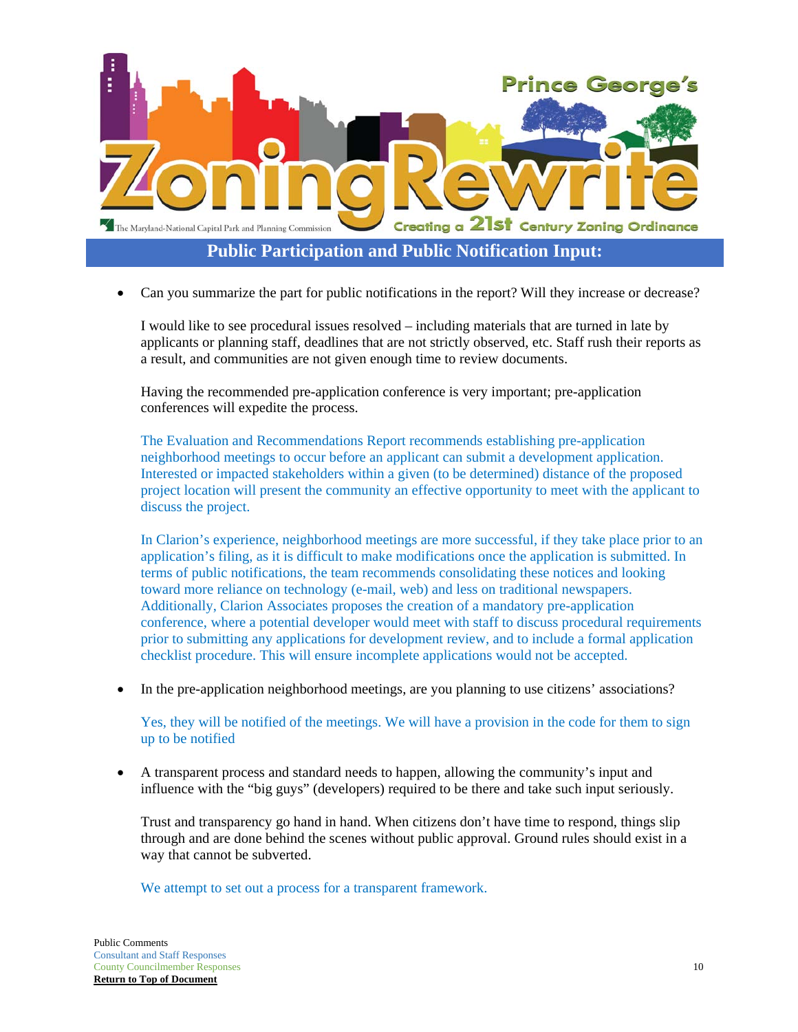## Public Participation and Public Notification Input:

- Can you summarize the part for public notifications in the report? Will they increase or decrease?

  I would like to see procedural issues resolved – including materials that are turned in late by applicants or planning staff, deadlines that are not strictly observed, etc. Staff rush their reports as a result, and communities are not given enough time to review documents.

  Having the recommended pre-application conference is very important; pre-application conferences will expedite the process.

  The Evaluation and Recommendations Report recommends establishing pre-application neighborhood meetings to occur before an applicant can submit a development application. Interested or impacted stakeholders within a given (to be determined) distance of the proposed project location will present the community an effective opportunity to meet with the applicant to discuss the project.

  In Clarion's experience, neighborhood meetings are more successful, if they take place prior to an application's filing, as it is difficult to make modifications once the application is submitted. In terms of public notifications, the team recommends consolidating these notices and looking toward more reliance on technology (e-mail, web) and less on traditional newspapers. Additionally, Clarion Associates proposes the creation of a mandatory pre-application conference, where a potential developer would meet with staff to discuss procedural requirements prior to submitting any applications for development review, and to include a formal application checklist procedure. This will ensure incomplete applications would not be accepted.

- In the pre-application neighborhood meetings, are you planning to use citizens' associations?

  Yes, they will be notified of the meetings. We will have a provision in the code for them to sign up to be notified

- A transparent process and standard needs to happen, allowing the community's input and influence with the "big guys" (developers) required to be there and take such input seriously.

  Trust and transparency go hand in hand. When citizens don't have time to respond, things slip through and are done behind the scenes without public approval. Ground rules should exist in a way that cannot be subverted.

  We attempt to set out a process for a transparent framework.

Public Comments
Consultant and Staff Responses
County Councilmember Responses
**Return to Top of Document**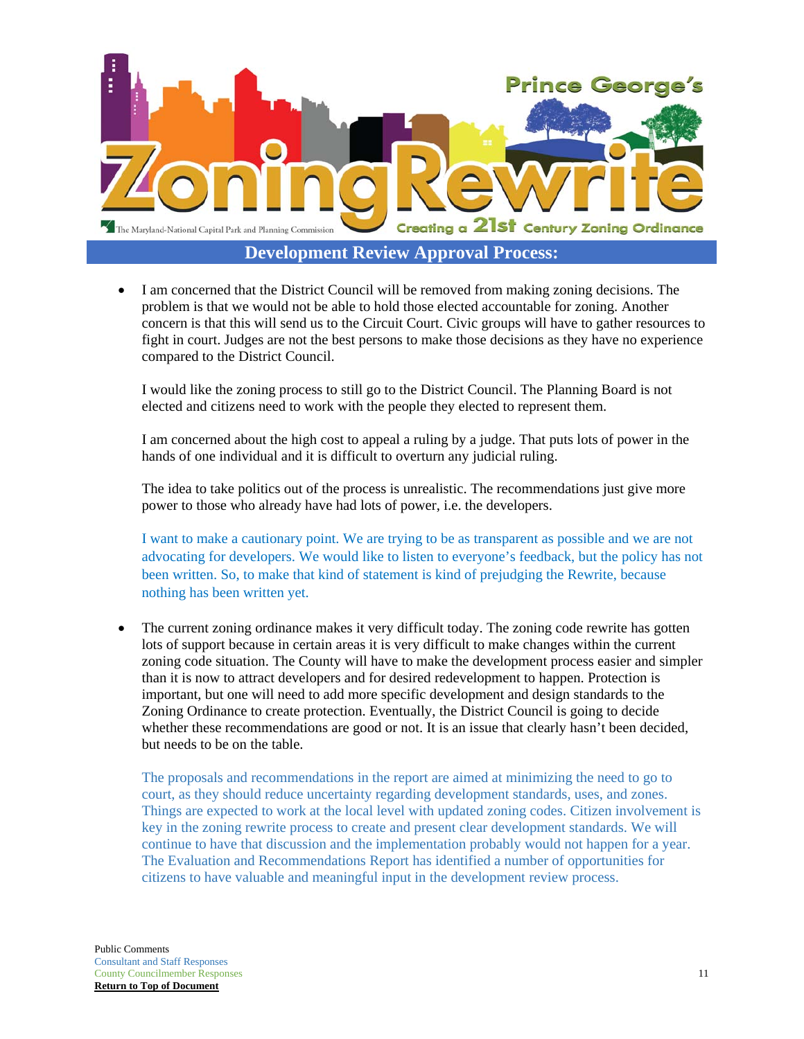## Development Review Approval Process:

- I am concerned that the District Council will be removed from making zoning decisions. The problem is that we would not be able to hold those elected accountable for zoning. Another concern is that this will send us to the Circuit Court. Civic groups will have to gather resources to fight in court. Judges are not the best persons to make those decisions as they have no experience compared to the District Council.

  I would like the zoning process to still go to the District Council. The Planning Board is not elected and citizens need to work with the people they elected to represent them.

  I am concerned about the high cost to appeal a ruling by a judge. That puts lots of power in the hands of one individual and it is difficult to overturn any judicial ruling.

  The idea to take politics out of the process is unrealistic. The recommendations just give more power to those who already have had lots of power, i.e. the developers.

  I want to make a cautionary point. We are trying to be as transparent as possible and we are not advocating for developers. We would like to listen to everyone's feedback, but the policy has not been written. So, to make that kind of statement is kind of prejudging the Rewrite, because nothing has been written yet.

- The current zoning ordinance makes it very difficult today. The zoning code rewrite has gotten lots of support because in certain areas it is very difficult to make changes within the current zoning code situation. The County will have to make the development process easier and simpler than it is now to attract developers and for desired redevelopment to happen. Protection is important, but one will need to add more specific development and design standards to the Zoning Ordinance to create protection. Eventually, the District Council is going to decide whether these recommendations are good or not. It is an issue that clearly hasn't been decided, but needs to be on the table.

  The proposals and recommendations in the report are aimed at minimizing the need to go to court, as they should reduce uncertainty regarding development standards, uses, and zones. Things are expected to work at the local level with updated zoning codes. Citizen involvement is key in the zoning rewrite process to create and present clear development standards. We will continue to have that discussion and the implementation probably would not happen for a year. The Evaluation and Recommendations Report has identified a number of opportunities for citizens to have valuable and meaningful input in the development review process.

Public Comments
Consultant and Staff Responses
County Councilmember Responses
**Return to Top of Document**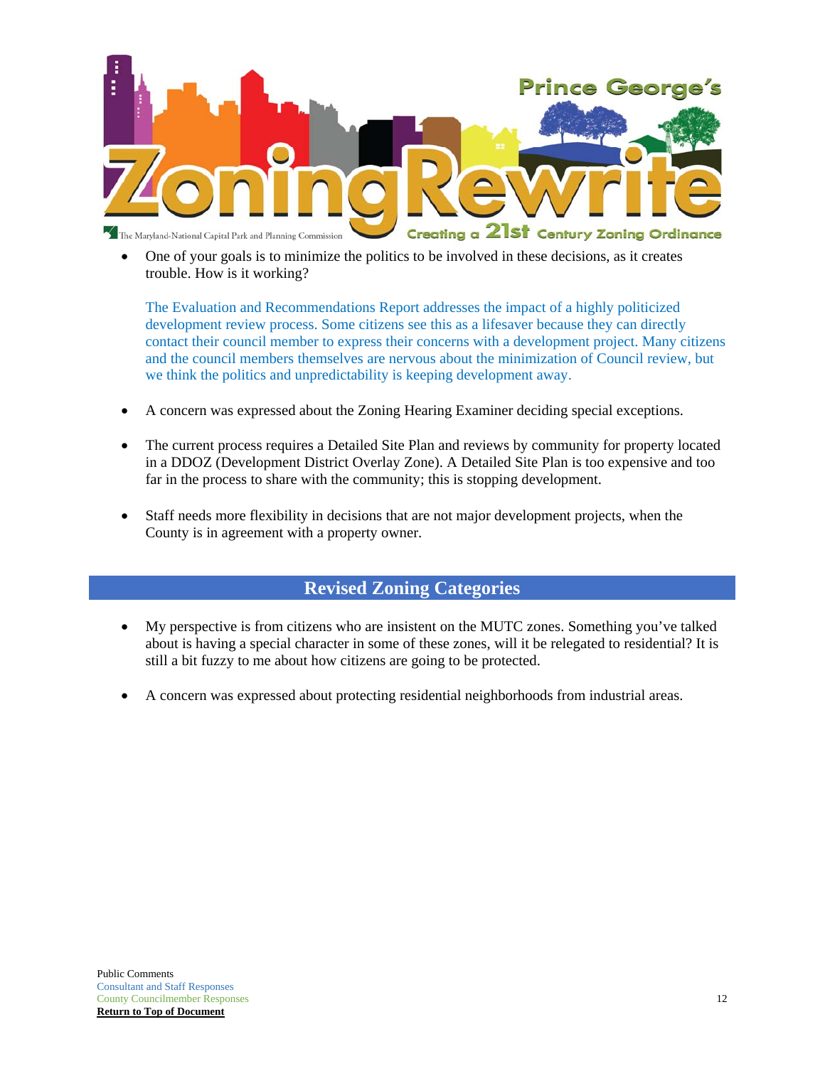- One of your goals is to minimize the politics to be involved in these decisions, as it creates trouble. How is it working?

  The Evaluation and Recommendations Report addresses the impact of a highly politicized development review process. Some citizens see this as a lifesaver because they can directly contact their council member to express their concerns with a development project. Many citizens and the council members themselves are nervous about the minimization of Council review, but we think the politics and unpredictability is keeping development away.

- A concern was expressed about the Zoning Hearing Examiner deciding special exceptions.

- The current process requires a Detailed Site Plan and reviews by community for property located in a DDOZ (Development District Overlay Zone). A Detailed Site Plan is too expensive and too far in the process to share with the community; this is stopping development.

- Staff needs more flexibility in decisions that are not major development projects, when the County is in agreement with a property owner.

## Revised Zoning Categories

- My perspective is from citizens who are insistent on the MUTC zones. Something you've talked about is having a special character in some of these zones, will it be relegated to residential? It is still a bit fuzzy to me about how citizens are going to be protected.

- A concern was expressed about protecting residential neighborhoods from industrial areas.

Public Comments
Consultant and Staff Responses
County Councilmember Responses
**Return to Top of Document**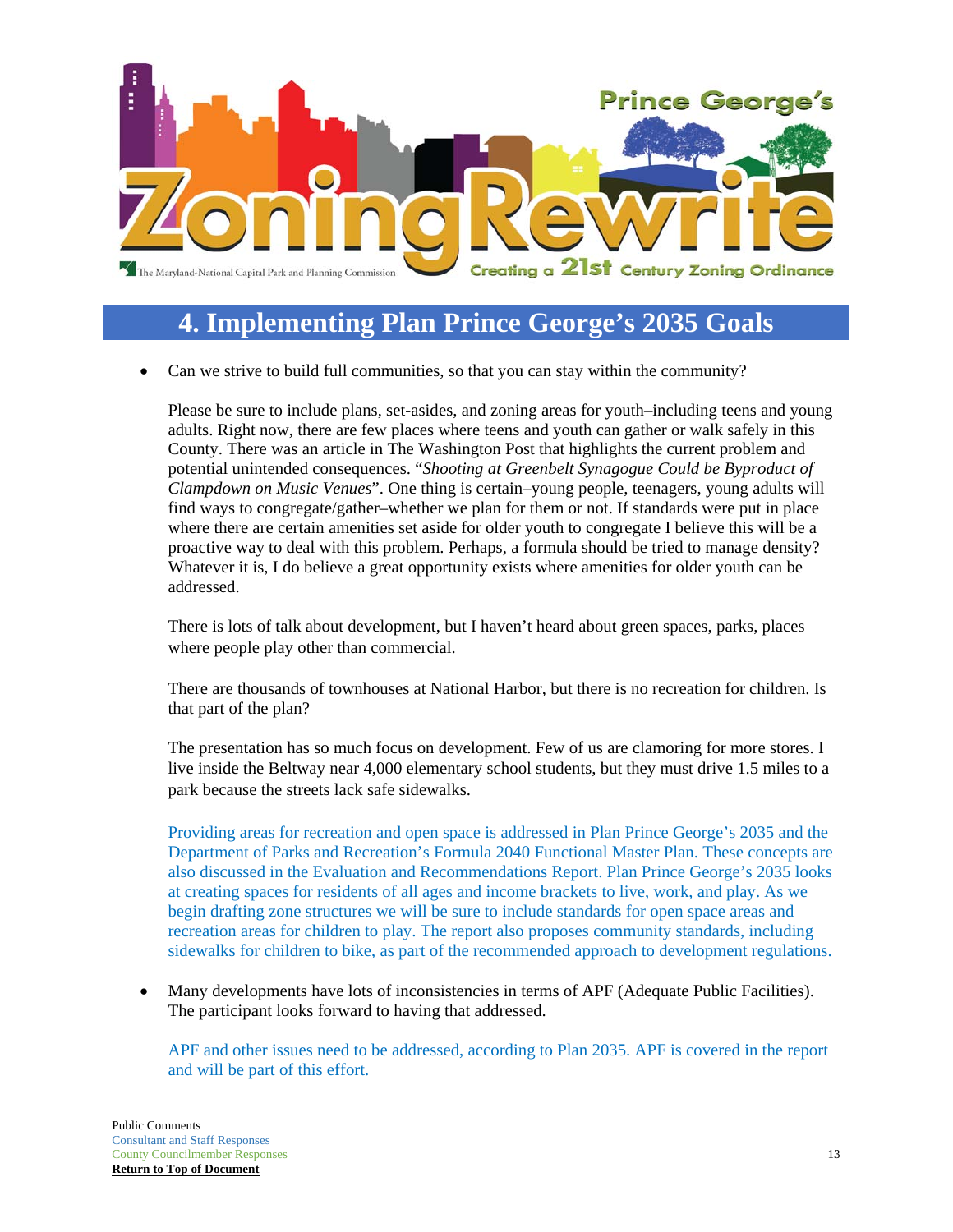## 4. Implementing Plan Prince George's 2035 Goals

- Can we strive to build full communities, so that you can stay within the community?

  Please be sure to include plans, set-asides, and zoning areas for youth–including teens and young adults. Right now, there are few places where teens and youth can gather or walk safely in this County. There was an article in The Washington Post that highlights the current problem and potential unintended consequences. "*Shooting at Greenbelt Synagogue Could be Byproduct of Clampdown on Music Venues*". One thing is certain–young people, teenagers, young adults will find ways to congregate/gather–whether we plan for them or not. If standards were put in place where there are certain amenities set aside for older youth to congregate I believe this will be a proactive way to deal with this problem. Perhaps, a formula should be tried to manage density? Whatever it is, I do believe a great opportunity exists where amenities for older youth can be addressed.

  There is lots of talk about development, but I haven't heard about green spaces, parks, places where people play other than commercial.

  There are thousands of townhouses at National Harbor, but there is no recreation for children. Is that part of the plan?

  The presentation has so much focus on development. Few of us are clamoring for more stores. I live inside the Beltway near 4,000 elementary school students, but they must drive 1.5 miles to a park because the streets lack safe sidewalks.

  Providing areas for recreation and open space is addressed in Plan Prince George's 2035 and the Department of Parks and Recreation's Formula 2040 Functional Master Plan. These concepts are also discussed in the Evaluation and Recommendations Report. Plan Prince George's 2035 looks at creating spaces for residents of all ages and income brackets to live, work, and play. As we begin drafting zone structures we will be sure to include standards for open space areas and recreation areas for children to play. The report also proposes community standards, including sidewalks for children to bike, as part of the recommended approach to development regulations.

- Many developments have lots of inconsistencies in terms of APF (Adequate Public Facilities). The participant looks forward to having that addressed.

  APF and other issues need to be addressed, according to Plan 2035. APF is covered in the report and will be part of this effort.

Public Comments
Consultant and Staff Responses
County Councilmember Responses
**Return to Top of Document**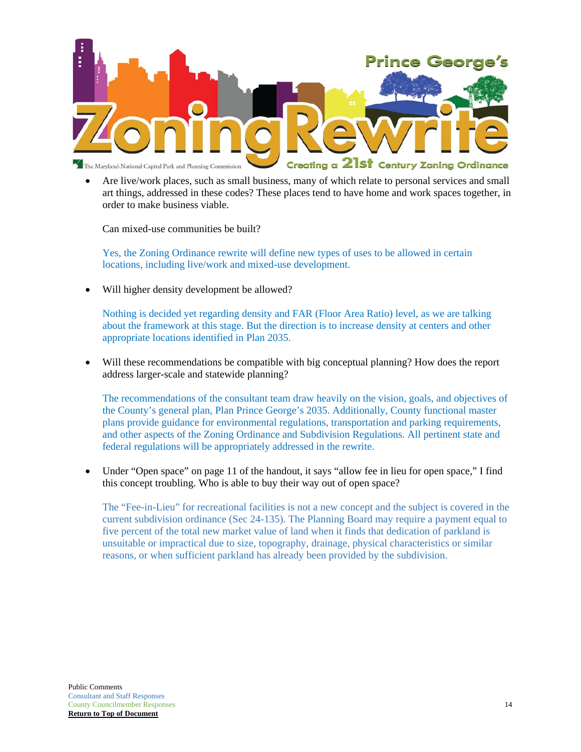- Are live/work places, such as small business, many of which relate to personal services and small art things, addressed in these codes? These places tend to have home and work spaces together, in order to make business viable.

  Can mixed-use communities be built?

  Yes, the Zoning Ordinance rewrite will define new types of uses to be allowed in certain locations, including live/work and mixed-use development.

- Will higher density development be allowed?

  Nothing is decided yet regarding density and FAR (Floor Area Ratio) level, as we are talking about the framework at this stage. But the direction is to increase density at centers and other appropriate locations identified in Plan 2035.

- Will these recommendations be compatible with big conceptual planning? How does the report address larger-scale and statewide planning?

  The recommendations of the consultant team draw heavily on the vision, goals, and objectives of the County's general plan, Plan Prince George's 2035. Additionally, County functional master plans provide guidance for environmental regulations, transportation and parking requirements, and other aspects of the Zoning Ordinance and Subdivision Regulations. All pertinent state and federal regulations will be appropriately addressed in the rewrite.

- Under "Open space" on page 11 of the handout, it says "allow fee in lieu for open space," I find this concept troubling. Who is able to buy their way out of open space?

  The "Fee-in-Lieu" for recreational facilities is not a new concept and the subject is covered in the current subdivision ordinance (Sec 24-135). The Planning Board may require a payment equal to five percent of the total new market value of land when it finds that dedication of parkland is unsuitable or impractical due to size, topography, drainage, physical characteristics or similar reasons, or when sufficient parkland has already been provided by the subdivision.

Public Comments
Consultant and Staff Responses
County Councilmember Responses
**Return to Top of Document**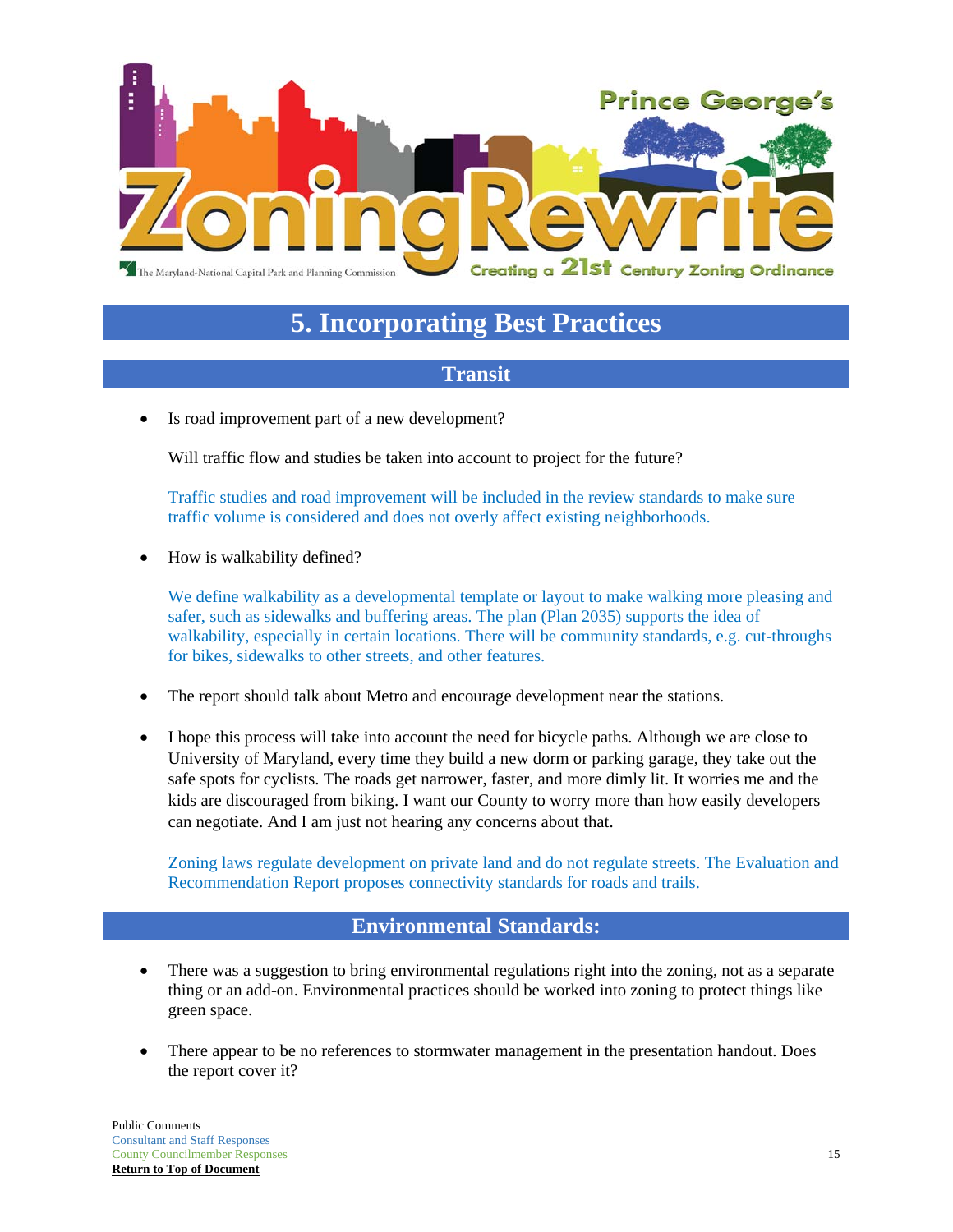# 5. Incorporating Best Practices

## Transit

- Is road improvement part of a new development?

  Will traffic flow and studies be taken into account to project for the future?

  Traffic studies and road improvement will be included in the review standards to make sure traffic volume is considered and does not overly affect existing neighborhoods.

- How is walkability defined?

  We define walkability as a developmental template or layout to make walking more pleasing and safer, such as sidewalks and buffering areas. The plan (Plan 2035) supports the idea of walkability, especially in certain locations. There will be community standards, e.g. cut-throughs for bikes, sidewalks to other streets, and other features.

- The report should talk about Metro and encourage development near the stations.

- I hope this process will take into account the need for bicycle paths. Although we are close to University of Maryland, every time they build a new dorm or parking garage, they take out the safe spots for cyclists. The roads get narrower, faster, and more dimly lit. It worries me and the kids are discouraged from biking. I want our County to worry more than how easily developers can negotiate. And I am just not hearing any concerns about that.

  Zoning laws regulate development on private land and do not regulate streets. The Evaluation and Recommendation Report proposes connectivity standards for roads and trails.

## Environmental Standards:

- There was a suggestion to bring environmental regulations right into the zoning, not as a separate thing or an add-on. Environmental practices should be worked into zoning to protect things like green space.

- There appear to be no references to stormwater management in the presentation handout. Does the report cover it?

Public Comments
Consultant and Staff Responses
County Councilmember Responses
**Return to Top of Document**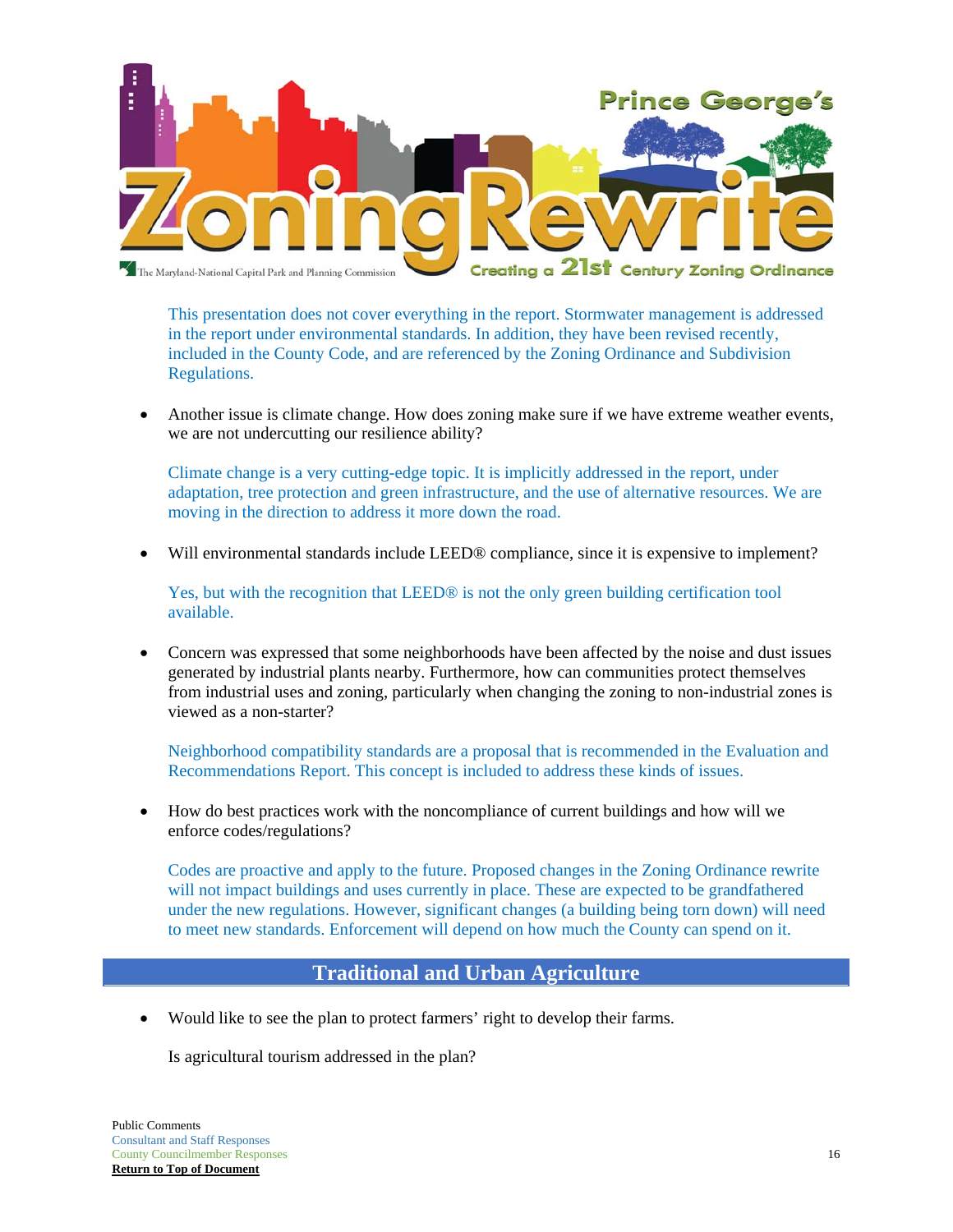This presentation does not cover everything in the report. Stormwater management is addressed in the report under environmental standards. In addition, they have been revised recently, included in the County Code, and are referenced by the Zoning Ordinance and Subdivision Regulations.

- Another issue is climate change. How does zoning make sure if we have extreme weather events, we are not undercutting our resilience ability?

  Climate change is a very cutting-edge topic. It is implicitly addressed in the report, under adaptation, tree protection and green infrastructure, and the use of alternative resources. We are moving in the direction to address it more down the road.

- Will environmental standards include LEED® compliance, since it is expensive to implement?

  Yes, but with the recognition that LEED® is not the only green building certification tool available.

- Concern was expressed that some neighborhoods have been affected by the noise and dust issues generated by industrial plants nearby. Furthermore, how can communities protect themselves from industrial uses and zoning, particularly when changing the zoning to non-industrial zones is viewed as a non-starter?

  Neighborhood compatibility standards are a proposal that is recommended in the Evaluation and Recommendations Report. This concept is included to address these kinds of issues.

- How do best practices work with the noncompliance of current buildings and how will we enforce codes/regulations?

  Codes are proactive and apply to the future. Proposed changes in the Zoning Ordinance rewrite will not impact buildings and uses currently in place. These are expected to be grandfathered under the new regulations. However, significant changes (a building being torn down) will need to meet new standards. Enforcement will depend on how much the County can spend on it.

## Traditional and Urban Agriculture

- Would like to see the plan to protect farmers' right to develop their farms.

  Is agricultural tourism addressed in the plan?

Public Comments
Consultant and Staff Responses
County Councilmember Responses
**Return to Top of Document**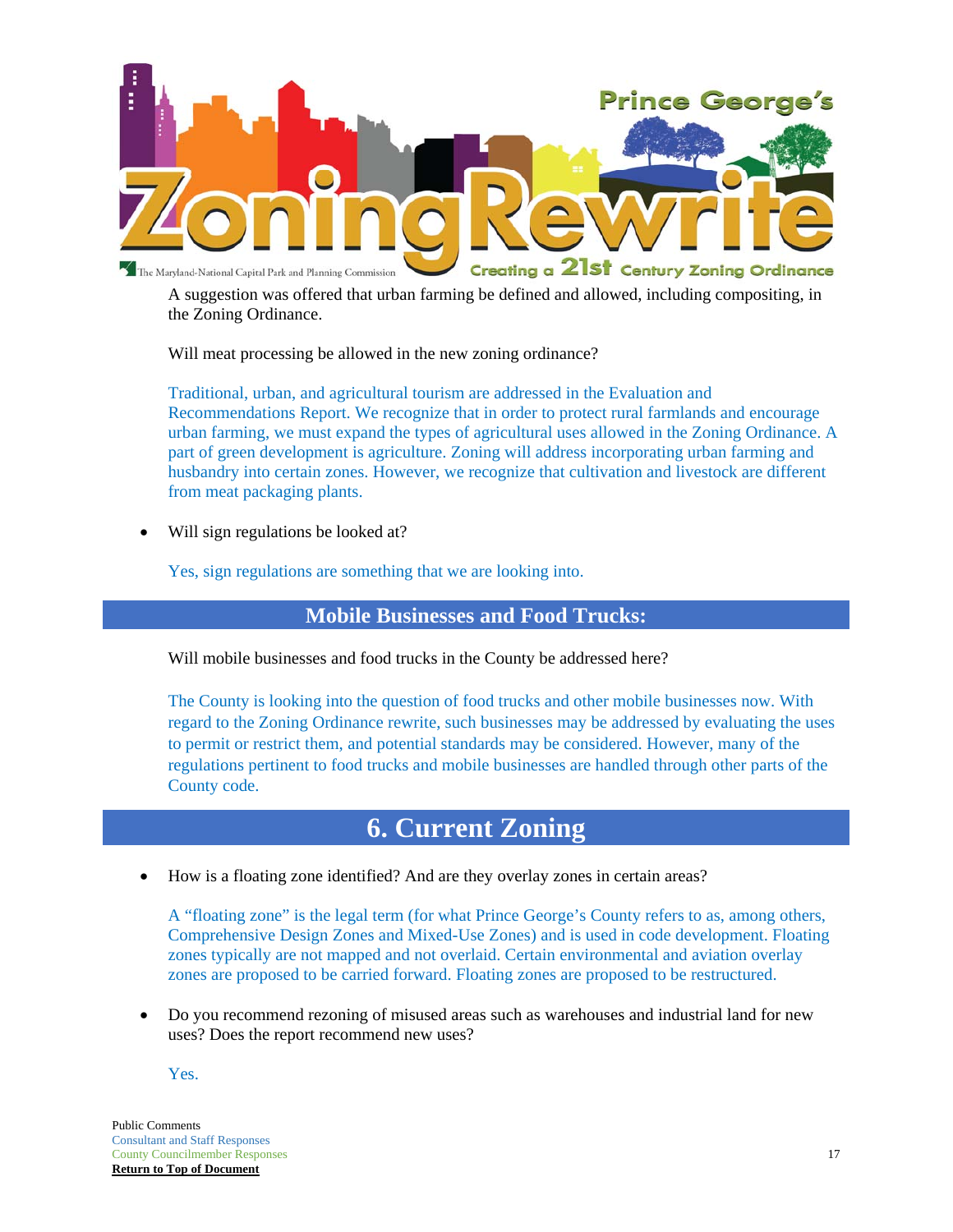A suggestion was offered that urban farming be defined and allowed, including compositing, in the Zoning Ordinance.

Will meat processing be allowed in the new zoning ordinance?

Traditional, urban, and agricultural tourism are addressed in the Evaluation and Recommendations Report. We recognize that in order to protect rural farmlands and encourage urban farming, we must expand the types of agricultural uses allowed in the Zoning Ordinance. A part of green development is agriculture. Zoning will address incorporating urban farming and husbandry into certain zones. However, we recognize that cultivation and livestock are different from meat packaging plants.

- Will sign regulations be looked at?

  Yes, sign regulations are something that we are looking into.

## Mobile Businesses and Food Trucks:

Will mobile businesses and food trucks in the County be addressed here?

The County is looking into the question of food trucks and other mobile businesses now. With regard to the Zoning Ordinance rewrite, such businesses may be addressed by evaluating the uses to permit or restrict them, and potential standards may be considered. However, many of the regulations pertinent to food trucks and mobile businesses are handled through other parts of the County code.

# 6. Current Zoning

- How is a floating zone identified? And are they overlay zones in certain areas?

  A "floating zone" is the legal term (for what Prince George's County refers to as, among others, Comprehensive Design Zones and Mixed-Use Zones) and is used in code development. Floating zones typically are not mapped and not overlaid. Certain environmental and aviation overlay zones are proposed to be carried forward. Floating zones are proposed to be restructured.

- Do you recommend rezoning of misused areas such as warehouses and industrial land for new uses? Does the report recommend new uses?

  Yes.

Public Comments
Consultant and Staff Responses
County Councilmember Responses
**Return to Top of Document**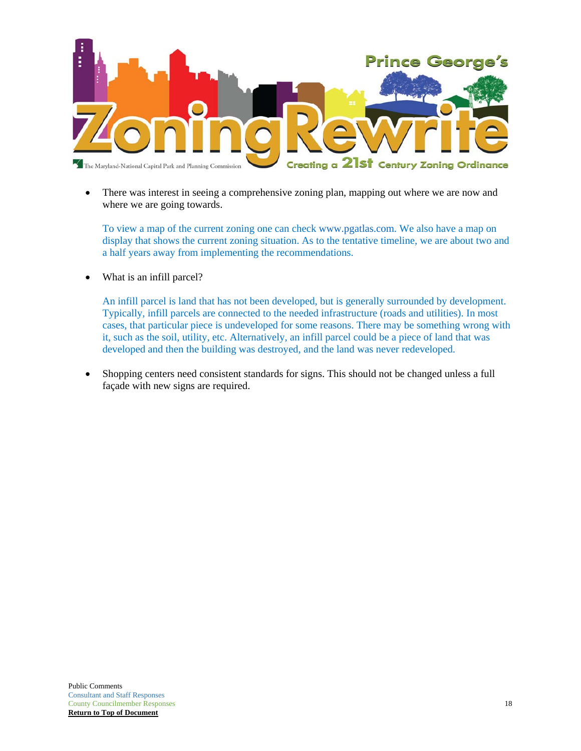- There was interest in seeing a comprehensive zoning plan, mapping out where we are now and where we are going towards.

  To view a map of the current zoning one can check www.pgatlas.com. We also have a map on display that shows the current zoning situation. As to the tentative timeline, we are about two and a half years away from implementing the recommendations.

- What is an infill parcel?

  An infill parcel is land that has not been developed, but is generally surrounded by development. Typically, infill parcels are connected to the needed infrastructure (roads and utilities). In most cases, that particular piece is undeveloped for some reasons. There may be something wrong with it, such as the soil, utility, etc. Alternatively, an infill parcel could be a piece of land that was developed and then the building was destroyed, and the land was never redeveloped.

- Shopping centers need consistent standards for signs. This should not be changed unless a full façade with new signs are required.

Public Comments
Consultant and Staff Responses
County Councilmember Responses
**Return to Top of Document**